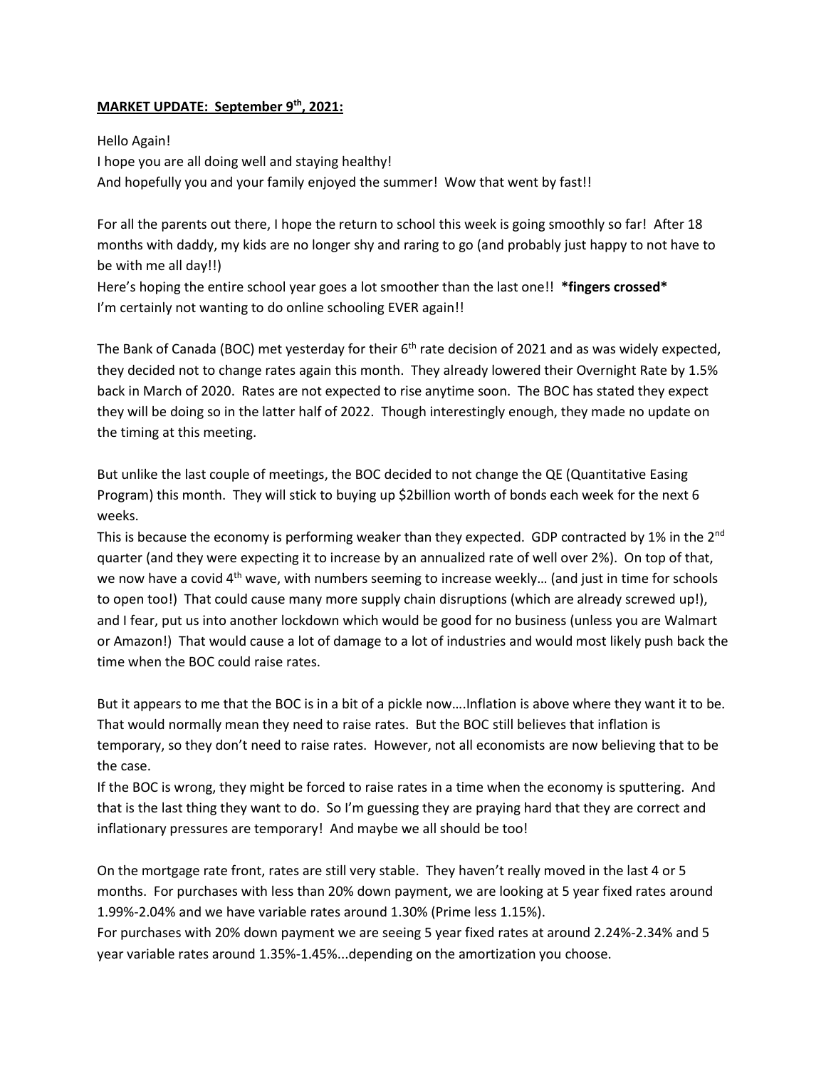**MARKET UPDATE: September 9th, 2021:**

Hello Again!
I hope you are all doing well and staying healthy!
And hopefully you and your family enjoyed the summer! Wow that went by fast!!

For all the parents out there, I hope the return to school this week is going smoothly so far! After 18 months with daddy, my kids are no longer shy and raring to go (and probably just happy to not have to be with me all day!!)
Here's hoping the entire school year goes a lot smoother than the last one!! ***fingers crossed***
I'm certainly not wanting to do online schooling EVER again!!

The Bank of Canada (BOC) met yesterday for their 6th rate decision of 2021 and as was widely expected, they decided not to change rates again this month. They already lowered their Overnight Rate by 1.5% back in March of 2020. Rates are not expected to rise anytime soon. The BOC has stated they expect they will be doing so in the latter half of 2022. Though interestingly enough, they made no update on the timing at this meeting.

But unlike the last couple of meetings, the BOC decided to not change the QE (Quantitative Easing Program) this month. They will stick to buying up $2billion worth of bonds each week for the next 6 weeks.
This is because the economy is performing weaker than they expected. GDP contracted by 1% in the 2nd quarter (and they were expecting it to increase by an annualized rate of well over 2%). On top of that, we now have a covid 4th wave, with numbers seeming to increase weekly… (and just in time for schools to open too!) That could cause many more supply chain disruptions (which are already screwed up!), and I fear, put us into another lockdown which would be good for no business (unless you are Walmart or Amazon!) That would cause a lot of damage to a lot of industries and would most likely push back the time when the BOC could raise rates.

But it appears to me that the BOC is in a bit of a pickle now….Inflation is above where they want it to be. That would normally mean they need to raise rates. But the BOC still believes that inflation is temporary, so they don't need to raise rates. However, not all economists are now believing that to be the case.
If the BOC is wrong, they might be forced to raise rates in a time when the economy is sputtering. And that is the last thing they want to do. So I'm guessing they are praying hard that they are correct and inflationary pressures are temporary! And maybe we all should be too!

On the mortgage rate front, rates are still very stable. They haven't really moved in the last 4 or 5 months. For purchases with less than 20% down payment, we are looking at 5 year fixed rates around 1.99%-2.04% and we have variable rates around 1.30% (Prime less 1.15%).
For purchases with 20% down payment we are seeing 5 year fixed rates at around 2.24%-2.34% and 5 year variable rates around 1.35%-1.45%...depending on the amortization you choose.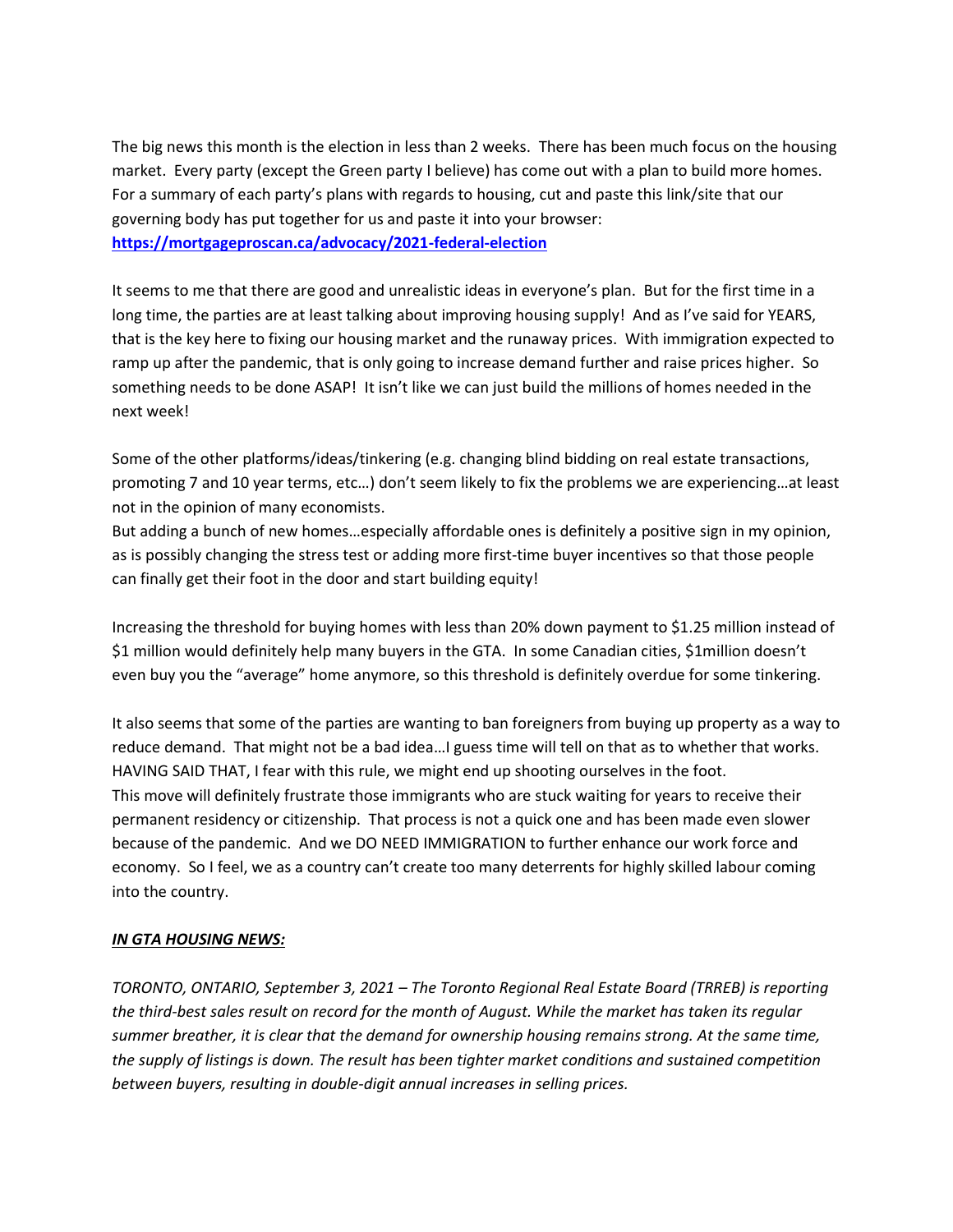The big news this month is the election in less than 2 weeks. There has been much focus on the housing market. Every party (except the Green party I believe) has come out with a plan to build more homes. For a summary of each party's plans with regards to housing, cut and paste this link/site that our governing body has put together for us and paste it into your browser:
**https://mortgageproscan.ca/advocacy/2021-federal-election**

It seems to me that there are good and unrealistic ideas in everyone's plan. But for the first time in a long time, the parties are at least talking about improving housing supply! And as I've said for YEARS, that is the key here to fixing our housing market and the runaway prices. With immigration expected to ramp up after the pandemic, that is only going to increase demand further and raise prices higher. So something needs to be done ASAP! It isn't like we can just build the millions of homes needed in the next week!

Some of the other platforms/ideas/tinkering (e.g. changing blind bidding on real estate transactions, promoting 7 and 10 year terms, etc…) don't seem likely to fix the problems we are experiencing…at least not in the opinion of many economists.
But adding a bunch of new homes…especially affordable ones is definitely a positive sign in my opinion, as is possibly changing the stress test or adding more first-time buyer incentives so that those people can finally get their foot in the door and start building equity!

Increasing the threshold for buying homes with less than 20% down payment to $1.25 million instead of $1 million would definitely help many buyers in the GTA. In some Canadian cities, $1million doesn't even buy you the "average" home anymore, so this threshold is definitely overdue for some tinkering.

It also seems that some of the parties are wanting to ban foreigners from buying up property as a way to reduce demand. That might not be a bad idea…I guess time will tell on that as to whether that works. HAVING SAID THAT, I fear with this rule, we might end up shooting ourselves in the foot.
This move will definitely frustrate those immigrants who are stuck waiting for years to receive their permanent residency or citizenship. That process is not a quick one and has been made even slower because of the pandemic. And we DO NEED IMMIGRATION to further enhance our work force and economy. So I feel, we as a country can't create too many deterrents for highly skilled labour coming into the country.

***IN GTA HOUSING NEWS:***

*TORONTO, ONTARIO, September 3, 2021 – The Toronto Regional Real Estate Board (TRREB) is reporting the third-best sales result on record for the month of August. While the market has taken its regular summer breather, it is clear that the demand for ownership housing remains strong. At the same time, the supply of listings is down. The result has been tighter market conditions and sustained competition between buyers, resulting in double-digit annual increases in selling prices.*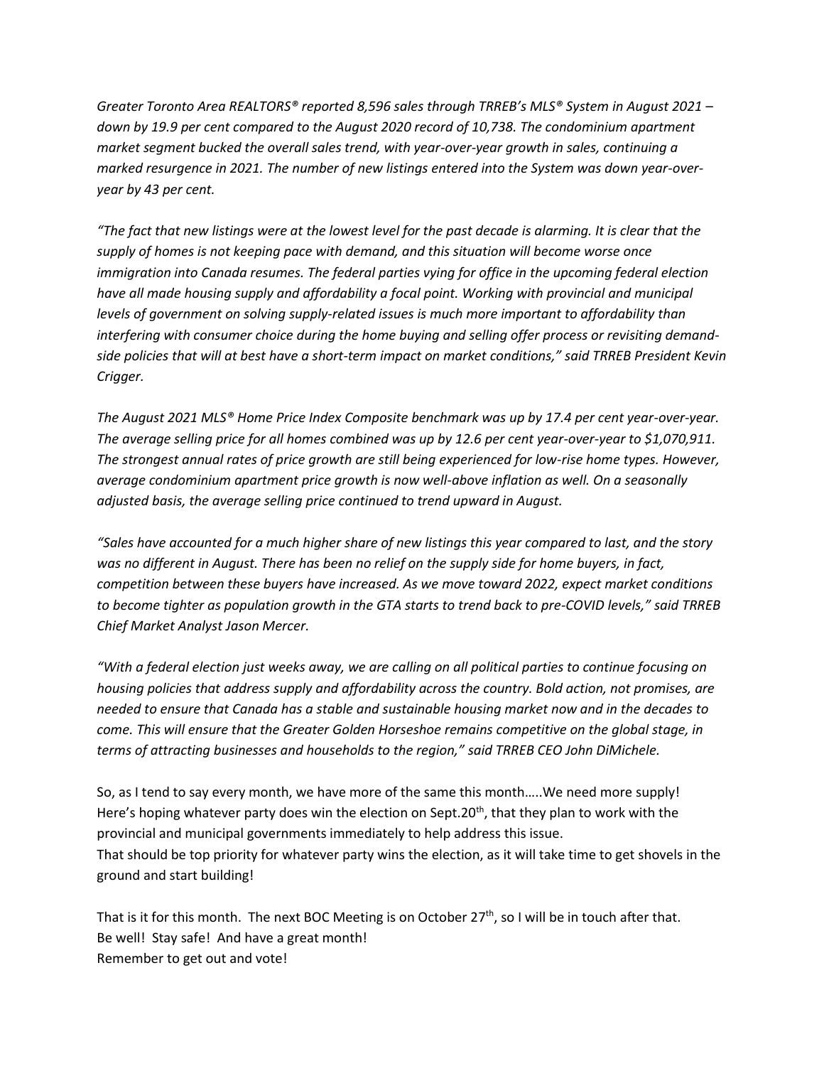*Greater Toronto Area REALTORS® reported 8,596 sales through TRREB's MLS® System in August 2021 – down by 19.9 per cent compared to the August 2020 record of 10,738. The condominium apartment market segment bucked the overall sales trend, with year-over-year growth in sales, continuing a marked resurgence in 2021. The number of new listings entered into the System was down year-over-year by 43 per cent.*

*"The fact that new listings were at the lowest level for the past decade is alarming. It is clear that the supply of homes is not keeping pace with demand, and this situation will become worse once immigration into Canada resumes. The federal parties vying for office in the upcoming federal election have all made housing supply and affordability a focal point. Working with provincial and municipal levels of government on solving supply-related issues is much more important to affordability than interfering with consumer choice during the home buying and selling offer process or revisiting demand-side policies that will at best have a short-term impact on market conditions," said TRREB President Kevin Crigger.*

*The August 2021 MLS® Home Price Index Composite benchmark was up by 17.4 per cent year-over-year. The average selling price for all homes combined was up by 12.6 per cent year-over-year to $1,070,911. The strongest annual rates of price growth are still being experienced for low-rise home types. However, average condominium apartment price growth is now well-above inflation as well. On a seasonally adjusted basis, the average selling price continued to trend upward in August.*

*"Sales have accounted for a much higher share of new listings this year compared to last, and the story was no different in August. There has been no relief on the supply side for home buyers, in fact, competition between these buyers have increased. As we move toward 2022, expect market conditions to become tighter as population growth in the GTA starts to trend back to pre-COVID levels," said TRREB Chief Market Analyst Jason Mercer.*

*"With a federal election just weeks away, we are calling on all political parties to continue focusing on housing policies that address supply and affordability across the country. Bold action, not promises, are needed to ensure that Canada has a stable and sustainable housing market now and in the decades to come. This will ensure that the Greater Golden Horseshoe remains competitive on the global stage, in terms of attracting businesses and households to the region," said TRREB CEO John DiMichele.*

So, as I tend to say every month, we have more of the same this month…..We need more supply! Here's hoping whatever party does win the election on Sept.20th, that they plan to work with the provincial and municipal governments immediately to help address this issue.
That should be top priority for whatever party wins the election, as it will take time to get shovels in the ground and start building!

That is it for this month. The next BOC Meeting is on October 27th, so I will be in touch after that.
Be well! Stay safe! And have a great month!
Remember to get out and vote!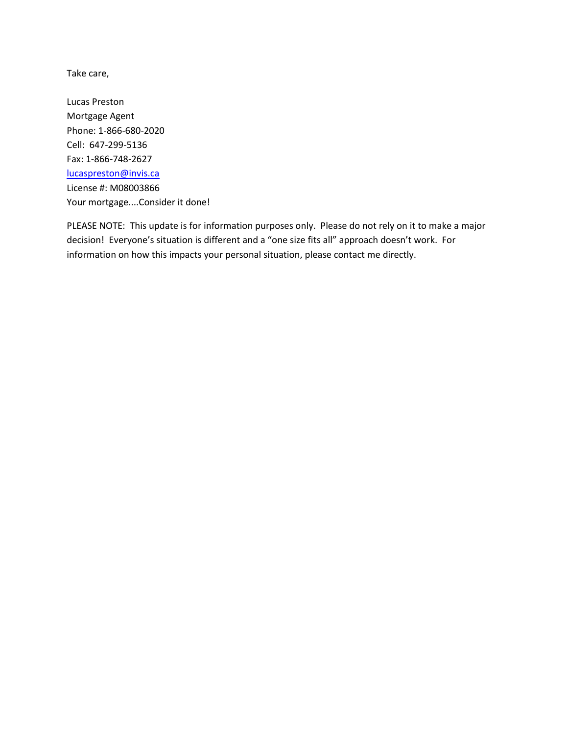Take care,

Lucas Preston  
Mortgage Agent  
Phone: 1-866-680-2020  
Cell: 647-299-5136  
Fax: 1-866-748-2627  
lucaspreston@invis.ca  
License #: M08003866  
Your mortgage....Consider it done!

PLEASE NOTE: This update is for information purposes only. Please do not rely on it to make a major decision! Everyone's situation is different and a "one size fits all" approach doesn't work. For information on how this impacts your personal situation, please contact me directly.